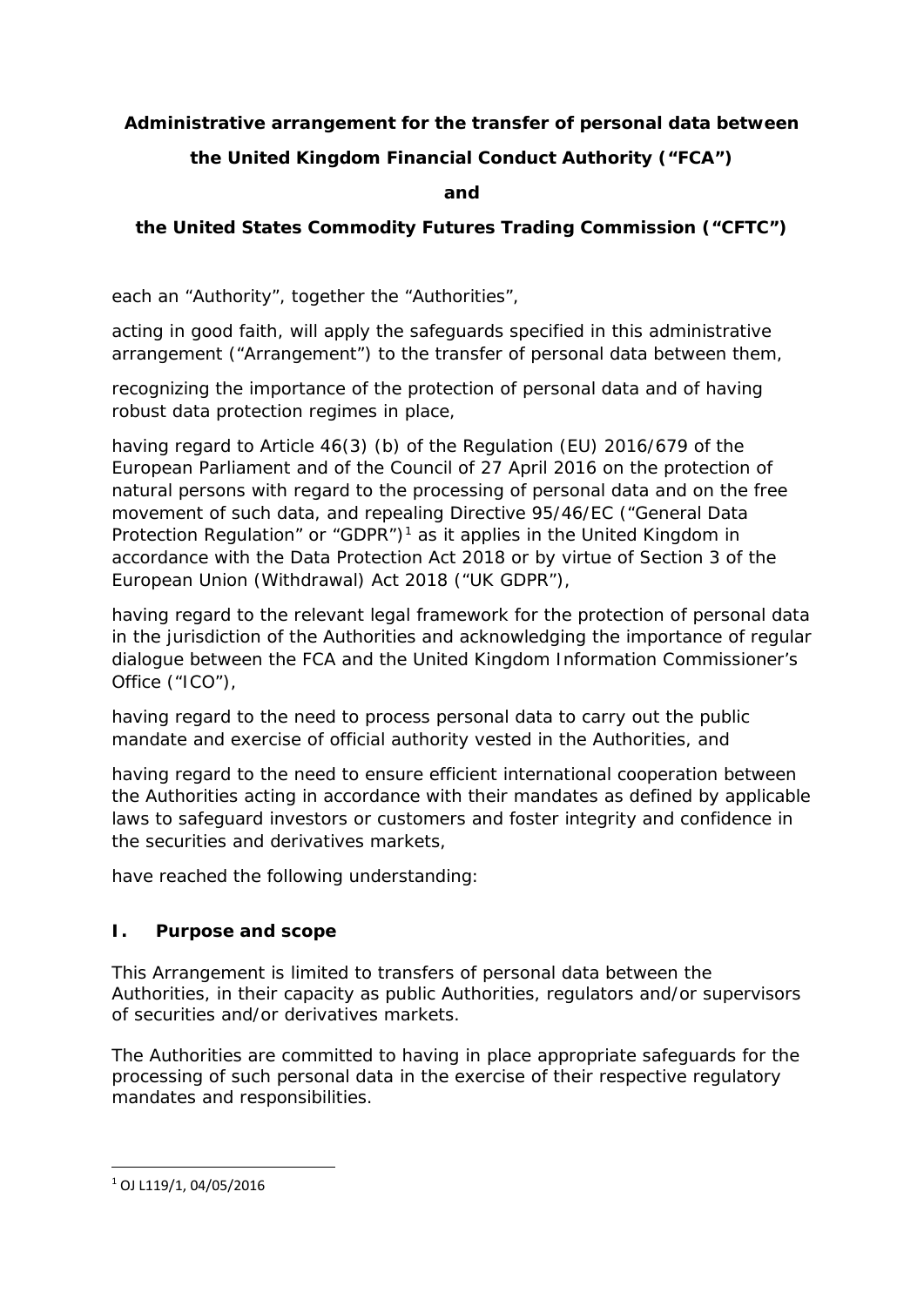**Administrative arrangement for the transfer of personal data between**

**the United Kingdom Financial Conduct Authority ("FCA")**

**and**

**the United States Commodity Futures Trading Commission ("CFTC")**

each an "Authority", together the "Authorities",

acting in good faith, will apply the safeguards specified in this administrative arrangement ("Arrangement") to the transfer of personal data between them,

recognizing the importance of the protection of personal data and of having robust data protection regimes in place,

having regard to Article 46(3) (b) of the Regulation (EU) 2016/679 of the European Parliament and of the Council of 27 April 2016 on the protection of natural persons with regard to the processing of personal data and on the free movement of such data, and repealing Directive 95/46/EC ("General Data Protection Regulation" or "GDPR")[1] as it applies in the United Kingdom in accordance with the Data Protection Act 2018 or by virtue of Section 3 of the European Union (Withdrawal) Act 2018 ("UK GDPR"),

having regard to the relevant legal framework for the protection of personal data in the jurisdiction of the Authorities and acknowledging the importance of regular dialogue between the FCA and the United Kingdom Information Commissioner's Office ("ICO"),

having regard to the need to process personal data to carry out the public mandate and exercise of official authority vested in the Authorities, and

having regard to the need to ensure efficient international cooperation between the Authorities acting in accordance with their mandates as defined by applicable laws to safeguard investors or customers and foster integrity and confidence in the securities and derivatives markets,

have reached the following understanding:

## I. Purpose and scope

This Arrangement is limited to transfers of personal data between the Authorities, in their capacity as public Authorities, regulators and/or supervisors of securities and/or derivatives markets.

The Authorities are committed to having in place appropriate safeguards for the processing of such personal data in the exercise of their respective regulatory mandates and responsibilities.

[1] OJ L119/1, 04/05/2016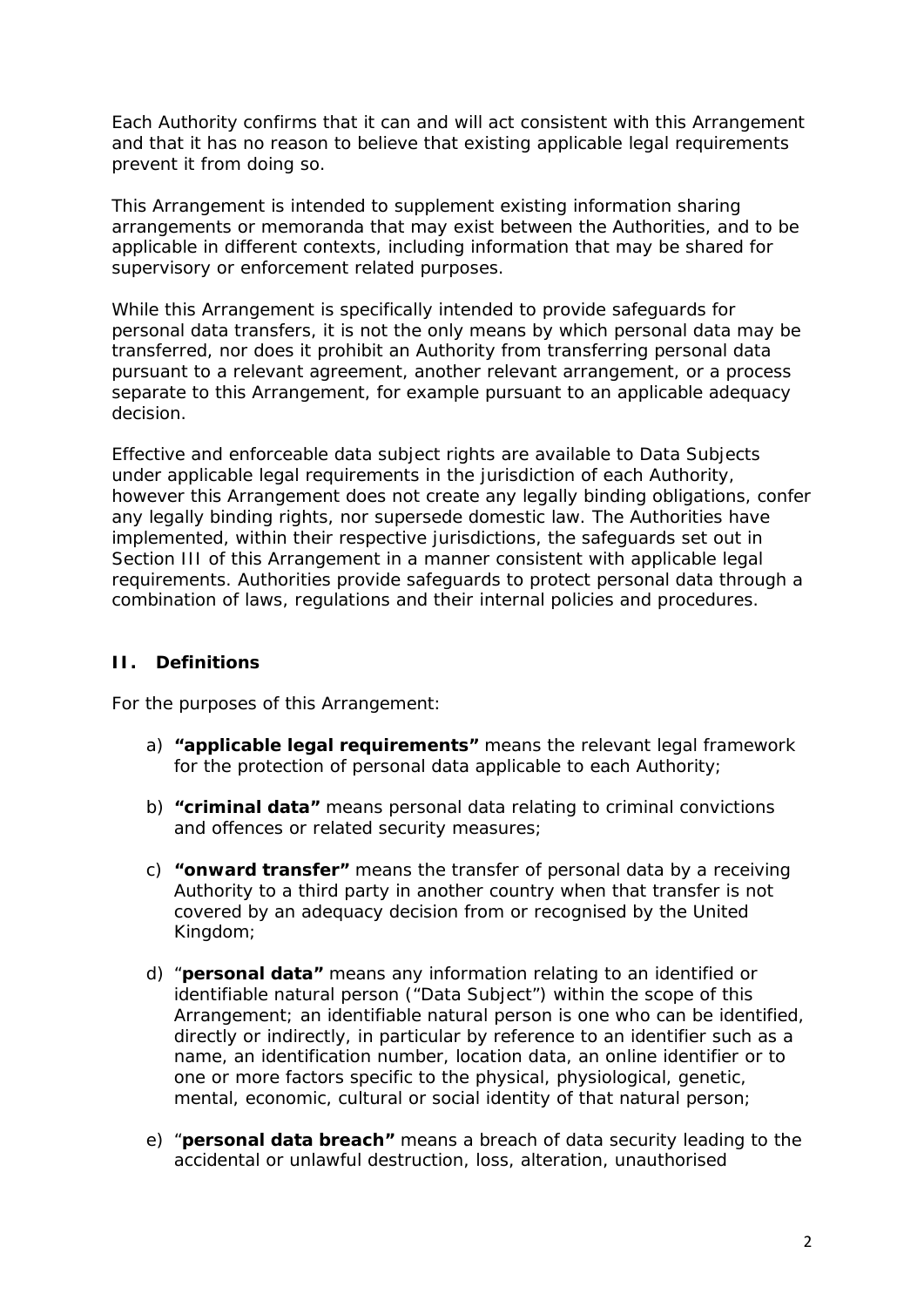Each Authority confirms that it can and will act consistent with this Arrangement and that it has no reason to believe that existing applicable legal requirements prevent it from doing so.

This Arrangement is intended to supplement existing information sharing arrangements or memoranda that may exist between the Authorities, and to be applicable in different contexts, including information that may be shared for supervisory or enforcement related purposes.

While this Arrangement is specifically intended to provide safeguards for personal data transfers, it is not the only means by which personal data may be transferred, nor does it prohibit an Authority from transferring personal data pursuant to a relevant agreement, another relevant arrangement, or a process separate to this Arrangement, for example pursuant to an applicable adequacy decision.

Effective and enforceable data subject rights are available to Data Subjects under applicable legal requirements in the jurisdiction of each Authority, however this Arrangement does not create any legally binding obligations, confer any legally binding rights, nor supersede domestic law. The Authorities have implemented, within their respective jurisdictions, the safeguards set out in Section III of this Arrangement in a manner consistent with applicable legal requirements. Authorities provide safeguards to protect personal data through a combination of laws, regulations and their internal policies and procedures.

## II. Definitions

For the purposes of this Arrangement:

a) **"applicable legal requirements"** means the relevant legal framework for the protection of personal data applicable to each Authority;

b) **"criminal data"** means personal data relating to criminal convictions and offences or related security measures;

c) **"onward transfer"** means the transfer of personal data by a receiving Authority to a third party in another country when that transfer is not covered by an adequacy decision from or recognised by the United Kingdom;

d) "**personal data"** means any information relating to an identified or identifiable natural person ("Data Subject") within the scope of this Arrangement; an identifiable natural person is one who can be identified, directly or indirectly, in particular by reference to an identifier such as a name, an identification number, location data, an online identifier or to one or more factors specific to the physical, physiological, genetic, mental, economic, cultural or social identity of that natural person;

e) "**personal data breach"** means a breach of data security leading to the accidental or unlawful destruction, loss, alteration, unauthorised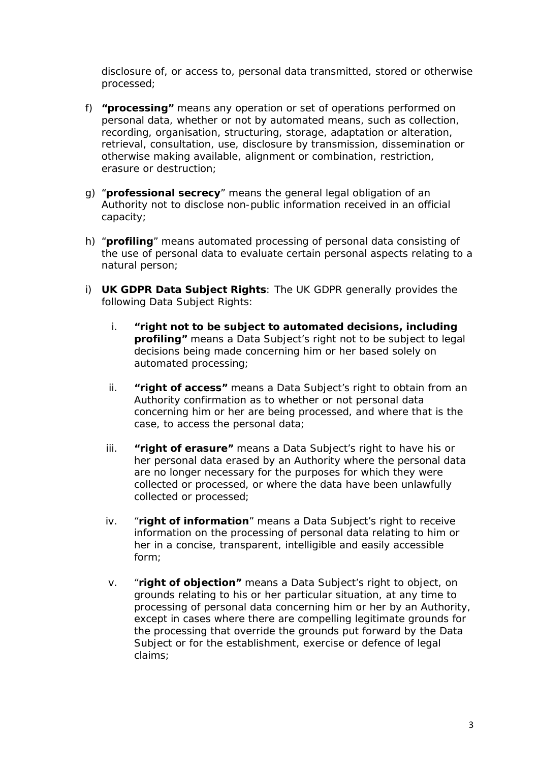disclosure of, or access to, personal data transmitted, stored or otherwise processed;

f) **"processing"** means any operation or set of operations performed on personal data, whether or not by automated means, such as collection, recording, organisation, structuring, storage, adaptation or alteration, retrieval, consultation, use, disclosure by transmission, dissemination or otherwise making available, alignment or combination, restriction, erasure or destruction;

g) "**professional secrecy**" means the general legal obligation of an Authority not to disclose non-public information received in an official capacity;

h) "**profiling**" means automated processing of personal data consisting of the use of personal data to evaluate certain personal aspects relating to a natural person;

i) **UK GDPR Data Subject Rights**: The UK GDPR generally provides the following Data Subject Rights:

   i. **"right not to be subject to automated decisions, including profiling"** means a Data Subject's right not to be subject to legal decisions being made concerning him or her based solely on automated processing;

   ii. **"right of access"** means a Data Subject's right to obtain from an Authority confirmation as to whether or not personal data concerning him or her are being processed, and where that is the case, to access the personal data;

   iii. **"right of erasure"** means a Data Subject's right to have his or her personal data erased by an Authority where the personal data are no longer necessary for the purposes for which they were collected or processed, or where the data have been unlawfully collected or processed;

   iv. "**right of information**" means a Data Subject's right to receive information on the processing of personal data relating to him or her in a concise, transparent, intelligible and easily accessible form;

   v. "**right of objection"** means a Data Subject's right to object, on grounds relating to his or her particular situation, at any time to processing of personal data concerning him or her by an Authority, except in cases where there are compelling legitimate grounds for the processing that override the grounds put forward by the Data Subject or for the establishment, exercise or defence of legal claims;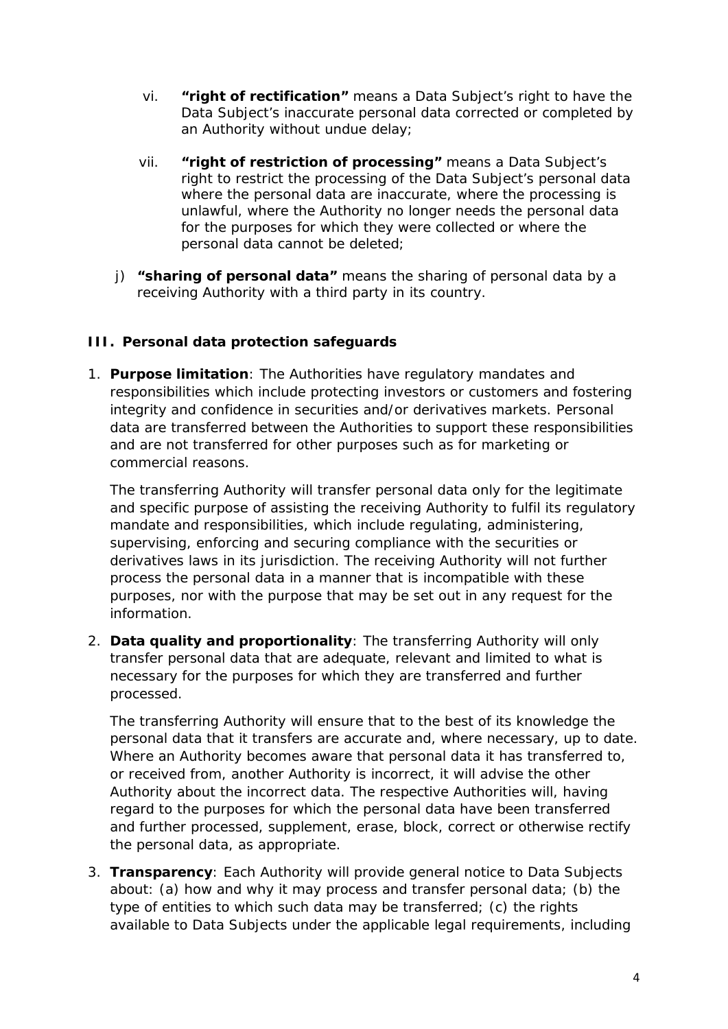vi. **"right of rectification"** means a Data Subject's right to have the Data Subject's inaccurate personal data corrected or completed by an Authority without undue delay;

vii. **"right of restriction of processing"** means a Data Subject's right to restrict the processing of the Data Subject's personal data where the personal data are inaccurate, where the processing is unlawful, where the Authority no longer needs the personal data for the purposes for which they were collected or where the personal data cannot be deleted;

j) **"sharing of personal data"** means the sharing of personal data by a receiving Authority with a third party in its country.

## III. Personal data protection safeguards

1. **Purpose limitation**: The Authorities have regulatory mandates and responsibilities which include protecting investors or customers and fostering integrity and confidence in securities and/or derivatives markets. Personal data are transferred between the Authorities to support these responsibilities and are not transferred for other purposes such as for marketing or commercial reasons.

   The transferring Authority will transfer personal data only for the legitimate and specific purpose of assisting the receiving Authority to fulfil its regulatory mandate and responsibilities, which include regulating, administering, supervising, enforcing and securing compliance with the securities or derivatives laws in its jurisdiction. The receiving Authority will not further process the personal data in a manner that is incompatible with these purposes, nor with the purpose that may be set out in any request for the information.

2. **Data quality and proportionality**: The transferring Authority will only transfer personal data that are adequate, relevant and limited to what is necessary for the purposes for which they are transferred and further processed.

   The transferring Authority will ensure that to the best of its knowledge the personal data that it transfers are accurate and, where necessary, up to date. Where an Authority becomes aware that personal data it has transferred to, or received from, another Authority is incorrect, it will advise the other Authority about the incorrect data. The respective Authorities will, having regard to the purposes for which the personal data have been transferred and further processed, supplement, erase, block, correct or otherwise rectify the personal data, as appropriate.

3. **Transparency**: Each Authority will provide general notice to Data Subjects about: (a) how and why it may process and transfer personal data; (b) the type of entities to which such data may be transferred; (c) the rights available to Data Subjects under the applicable legal requirements, including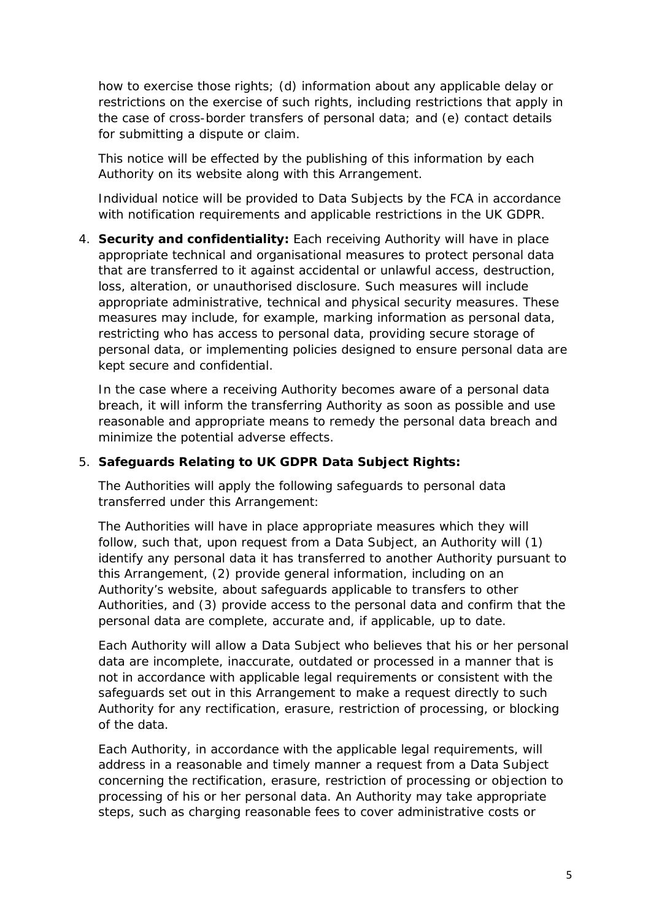how to exercise those rights; (d) information about any applicable delay or restrictions on the exercise of such rights, including restrictions that apply in the case of cross-border transfers of personal data; and (e) contact details for submitting a dispute or claim.

This notice will be effected by the publishing of this information by each Authority on its website along with this Arrangement.

Individual notice will be provided to Data Subjects by the FCA in accordance with notification requirements and applicable restrictions in the UK GDPR.

4. **Security and confidentiality:** Each receiving Authority will have in place appropriate technical and organisational measures to protect personal data that are transferred to it against accidental or unlawful access, destruction, loss, alteration, or unauthorised disclosure. Such measures will include appropriate administrative, technical and physical security measures. These measures may include, for example, marking information as personal data, restricting who has access to personal data, providing secure storage of personal data, or implementing policies designed to ensure personal data are kept secure and confidential.

   In the case where a receiving Authority becomes aware of a personal data breach, it will inform the transferring Authority as soon as possible and use reasonable and appropriate means to remedy the personal data breach and minimize the potential adverse effects.

5. **Safeguards Relating to UK GDPR Data Subject Rights:**

   The Authorities will apply the following safeguards to personal data transferred under this Arrangement:

   The Authorities will have in place appropriate measures which they will follow, such that, upon request from a Data Subject, an Authority will (1) identify any personal data it has transferred to another Authority pursuant to this Arrangement, (2) provide general information, including on an Authority's website, about safeguards applicable to transfers to other Authorities, and (3) provide access to the personal data and confirm that the personal data are complete, accurate and, if applicable, up to date.

   Each Authority will allow a Data Subject who believes that his or her personal data are incomplete, inaccurate, outdated or processed in a manner that is not in accordance with applicable legal requirements or consistent with the safeguards set out in this Arrangement to make a request directly to such Authority for any rectification, erasure, restriction of processing, or blocking of the data.

   Each Authority, in accordance with the applicable legal requirements, will address in a reasonable and timely manner a request from a Data Subject concerning the rectification, erasure, restriction of processing or objection to processing of his or her personal data. An Authority may take appropriate steps, such as charging reasonable fees to cover administrative costs or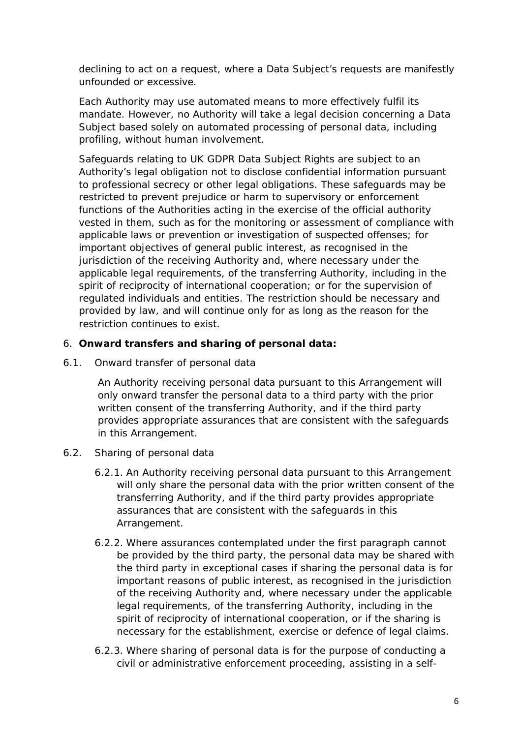declining to act on a request, where a Data Subject's requests are manifestly unfounded or excessive.

Each Authority may use automated means to more effectively fulfil its mandate. However, no Authority will take a legal decision concerning a Data Subject based solely on automated processing of personal data, including profiling, without human involvement.

Safeguards relating to UK GDPR Data Subject Rights are subject to an Authority's legal obligation not to disclose confidential information pursuant to professional secrecy or other legal obligations. These safeguards may be restricted to prevent prejudice or harm to supervisory or enforcement functions of the Authorities acting in the exercise of the official authority vested in them, such as for the monitoring or assessment of compliance with applicable laws or prevention or investigation of suspected offenses; for important objectives of general public interest, as recognised in the jurisdiction of the receiving Authority and, where necessary under the applicable legal requirements, of the transferring Authority, including in the spirit of reciprocity of international cooperation; or for the supervision of regulated individuals and entities. The restriction should be necessary and provided by law, and will continue only for as long as the reason for the restriction continues to exist.

6. **Onward transfers and sharing of personal data:**

6.1. Onward transfer of personal data

An Authority receiving personal data pursuant to this Arrangement will only onward transfer the personal data to a third party with the prior written consent of the transferring Authority, and if the third party provides appropriate assurances that are consistent with the safeguards in this Arrangement.

6.2. Sharing of personal data

6.2.1. An Authority receiving personal data pursuant to this Arrangement will only share the personal data with the prior written consent of the transferring Authority, and if the third party provides appropriate assurances that are consistent with the safeguards in this Arrangement.

6.2.2. Where assurances contemplated under the first paragraph cannot be provided by the third party, the personal data may be shared with the third party in exceptional cases if sharing the personal data is for important reasons of public interest, as recognised in the jurisdiction of the receiving Authority and, where necessary under the applicable legal requirements, of the transferring Authority, including in the spirit of reciprocity of international cooperation, or if the sharing is necessary for the establishment, exercise or defence of legal claims.

6.2.3. Where sharing of personal data is for the purpose of conducting a civil or administrative enforcement proceeding, assisting in a self-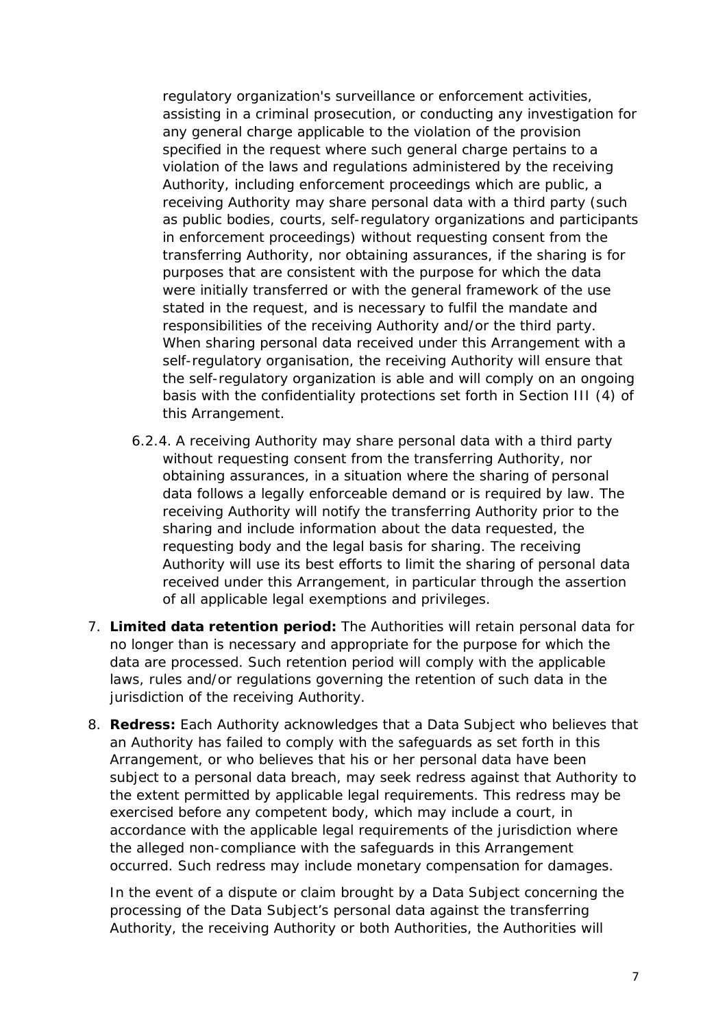regulatory organization's surveillance or enforcement activities, assisting in a criminal prosecution, or conducting any investigation for any general charge applicable to the violation of the provision specified in the request where such general charge pertains to a violation of the laws and regulations administered by the receiving Authority, including enforcement proceedings which are public, a receiving Authority may share personal data with a third party (such as public bodies, courts, self-regulatory organizations and participants in enforcement proceedings) without requesting consent from the transferring Authority, nor obtaining assurances, if the sharing is for purposes that are consistent with the purpose for which the data were initially transferred or with the general framework of the use stated in the request, and is necessary to fulfil the mandate and responsibilities of the receiving Authority and/or the third party. When sharing personal data received under this Arrangement with a self-regulatory organisation, the receiving Authority will ensure that the self-regulatory organization is able and will comply on an ongoing basis with the confidentiality protections set forth in Section III (4) of this Arrangement.

6.2.4. A receiving Authority may share personal data with a third party without requesting consent from the transferring Authority, nor obtaining assurances, in a situation where the sharing of personal data follows a legally enforceable demand or is required by law. The receiving Authority will notify the transferring Authority prior to the sharing and include information about the data requested, the requesting body and the legal basis for sharing. The receiving Authority will use its best efforts to limit the sharing of personal data received under this Arrangement, in particular through the assertion of all applicable legal exemptions and privileges.

7. **Limited data retention period:** The Authorities will retain personal data for no longer than is necessary and appropriate for the purpose for which the data are processed. Such retention period will comply with the applicable laws, rules and/or regulations governing the retention of such data in the jurisdiction of the receiving Authority.

8. **Redress:** Each Authority acknowledges that a Data Subject who believes that an Authority has failed to comply with the safeguards as set forth in this Arrangement, or who believes that his or her personal data have been subject to a personal data breach, may seek redress against that Authority to the extent permitted by applicable legal requirements. This redress may be exercised before any competent body, which may include a court, in accordance with the applicable legal requirements of the jurisdiction where the alleged non-compliance with the safeguards in this Arrangement occurred. Such redress may include monetary compensation for damages.

   In the event of a dispute or claim brought by a Data Subject concerning the processing of the Data Subject's personal data against the transferring Authority, the receiving Authority or both Authorities, the Authorities will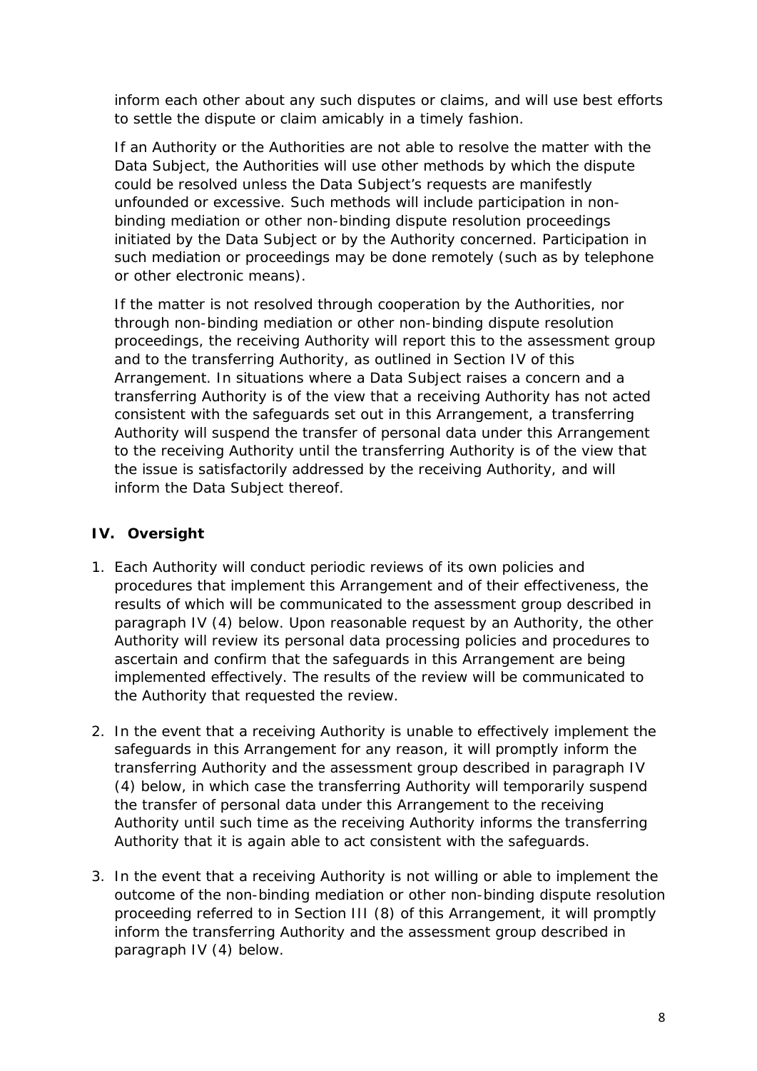inform each other about any such disputes or claims, and will use best efforts to settle the dispute or claim amicably in a timely fashion.

If an Authority or the Authorities are not able to resolve the matter with the Data Subject, the Authorities will use other methods by which the dispute could be resolved unless the Data Subject's requests are manifestly unfounded or excessive. Such methods will include participation in non-binding mediation or other non-binding dispute resolution proceedings initiated by the Data Subject or by the Authority concerned. Participation in such mediation or proceedings may be done remotely (such as by telephone or other electronic means).

If the matter is not resolved through cooperation by the Authorities, nor through non-binding mediation or other non-binding dispute resolution proceedings, the receiving Authority will report this to the assessment group and to the transferring Authority, as outlined in Section IV of this Arrangement. In situations where a Data Subject raises a concern and a transferring Authority is of the view that a receiving Authority has not acted consistent with the safeguards set out in this Arrangement, a transferring Authority will suspend the transfer of personal data under this Arrangement to the receiving Authority until the transferring Authority is of the view that the issue is satisfactorily addressed by the receiving Authority, and will inform the Data Subject thereof.

## IV. Oversight

1. Each Authority will conduct periodic reviews of its own policies and procedures that implement this Arrangement and of their effectiveness, the results of which will be communicated to the assessment group described in paragraph IV (4) below. Upon reasonable request by an Authority, the other Authority will review its personal data processing policies and procedures to ascertain and confirm that the safeguards in this Arrangement are being implemented effectively. The results of the review will be communicated to the Authority that requested the review.

2. In the event that a receiving Authority is unable to effectively implement the safeguards in this Arrangement for any reason, it will promptly inform the transferring Authority and the assessment group described in paragraph IV (4) below, in which case the transferring Authority will temporarily suspend the transfer of personal data under this Arrangement to the receiving Authority until such time as the receiving Authority informs the transferring Authority that it is again able to act consistent with the safeguards.

3. In the event that a receiving Authority is not willing or able to implement the outcome of the non-binding mediation or other non-binding dispute resolution proceeding referred to in Section III (8) of this Arrangement, it will promptly inform the transferring Authority and the assessment group described in paragraph IV (4) below.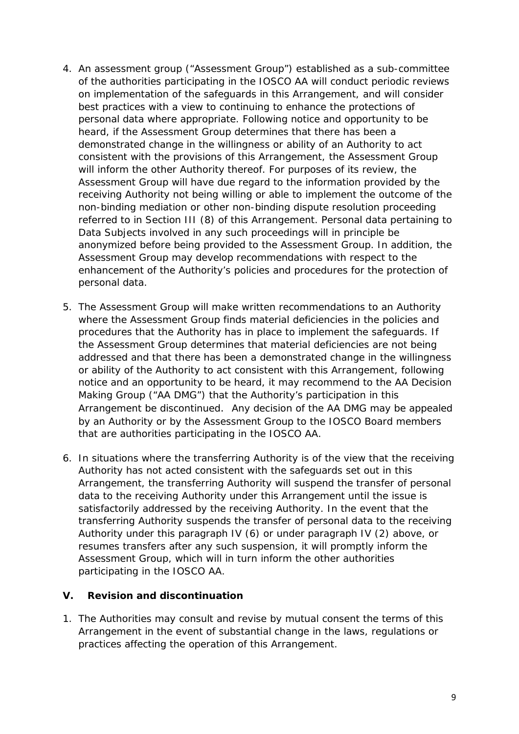4. An assessment group ("Assessment Group") established as a sub-committee of the authorities participating in the IOSCO AA will conduct periodic reviews on implementation of the safeguards in this Arrangement, and will consider best practices with a view to continuing to enhance the protections of personal data where appropriate. Following notice and opportunity to be heard, if the Assessment Group determines that there has been a demonstrated change in the willingness or ability of an Authority to act consistent with the provisions of this Arrangement, the Assessment Group will inform the other Authority thereof. For purposes of its review, the Assessment Group will have due regard to the information provided by the receiving Authority not being willing or able to implement the outcome of the non-binding mediation or other non-binding dispute resolution proceeding referred to in Section III (8) of this Arrangement. Personal data pertaining to Data Subjects involved in any such proceedings will in principle be anonymized before being provided to the Assessment Group. In addition, the Assessment Group may develop recommendations with respect to the enhancement of the Authority's policies and procedures for the protection of personal data.

5. The Assessment Group will make written recommendations to an Authority where the Assessment Group finds material deficiencies in the policies and procedures that the Authority has in place to implement the safeguards. If the Assessment Group determines that material deficiencies are not being addressed and that there has been a demonstrated change in the willingness or ability of the Authority to act consistent with this Arrangement, following notice and an opportunity to be heard, it may recommend to the AA Decision Making Group ("AA DMG") that the Authority's participation in this Arrangement be discontinued. Any decision of the AA DMG may be appealed by an Authority or by the Assessment Group to the IOSCO Board members that are authorities participating in the IOSCO AA.

6. In situations where the transferring Authority is of the view that the receiving Authority has not acted consistent with the safeguards set out in this Arrangement, the transferring Authority will suspend the transfer of personal data to the receiving Authority under this Arrangement until the issue is satisfactorily addressed by the receiving Authority. In the event that the transferring Authority suspends the transfer of personal data to the receiving Authority under this paragraph IV (6) or under paragraph IV (2) above, or resumes transfers after any such suspension, it will promptly inform the Assessment Group, which will in turn inform the other authorities participating in the IOSCO AA.

## V. Revision and discontinuation

1. The Authorities may consult and revise by mutual consent the terms of this Arrangement in the event of substantial change in the laws, regulations or practices affecting the operation of this Arrangement.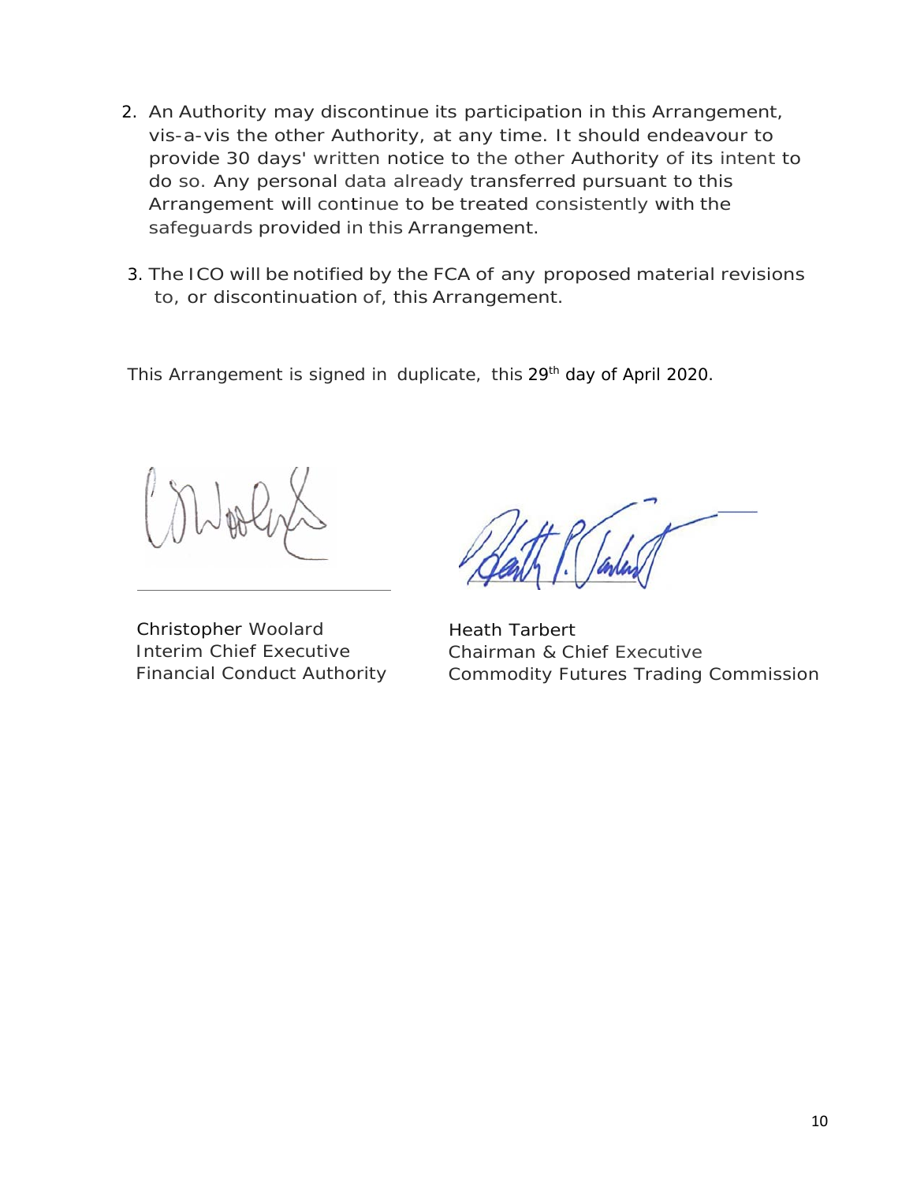2. An Authority may discontinue its participation in this Arrangement, vis-a-vis the other Authority, at any time. It should endeavour to provide 30 days' written notice to the other Authority of its intent to do so. Any personal data already transferred pursuant to this Arrangement will continue to be treated consistently with the safeguards provided in this Arrangement.

3. The ICO will be notified by the FCA of any proposed material revisions to, or discontinuation of, this Arrangement.

This Arrangement is signed in duplicate, this 29th day of April 2020.

Christopher Woolard
Interim Chief Executive
Financial Conduct Authority

Heath Tarbert
Chairman & Chief Executive
Commodity Futures Trading Commission